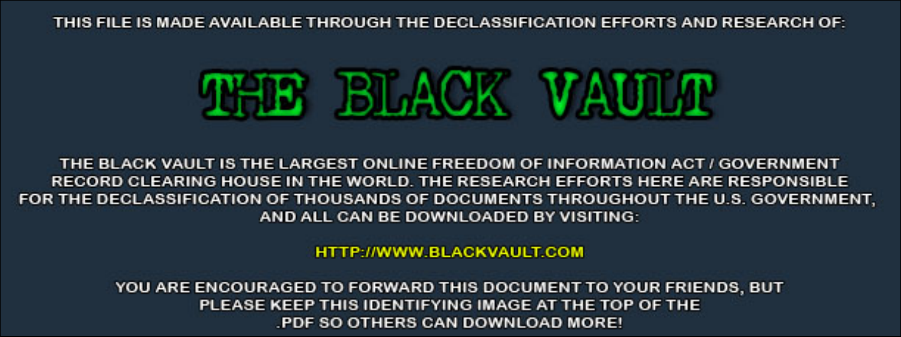THIS FILE IS MADE AVAILABLE THROUGH THE DECLASSIFICATION EFFORTS AND RESEARCH OF:

# THE BLACK VAULT

THE BLACK VAULT IS THE LARGEST ONLINE FREEDOM OF INFORMATION ACT / GOVERNMENT RECORD CLEARING HOUSE IN THE WORLD. THE RESEARCH EFFORTS HERE ARE RESPONSIBLE FOR THE DECLASSIFICATION OF THOUSANDS OF DOCUMENTS THROUGHOUT THE U.S. GOVERNMENT, AND ALL CAN BE DOWNLOADED BY VISITING:

HTTP://WWW.BLACKVAULT.COM

YOU ARE ENCOURAGED TO FORWARD THIS DOCUMENT TO YOUR FRIENDS, BUT PLEASE KEEP THIS IDENTIFYING IMAGE AT THE TOP OF THE .PDF SO OTHERS CAN DOWNLOAD MORE!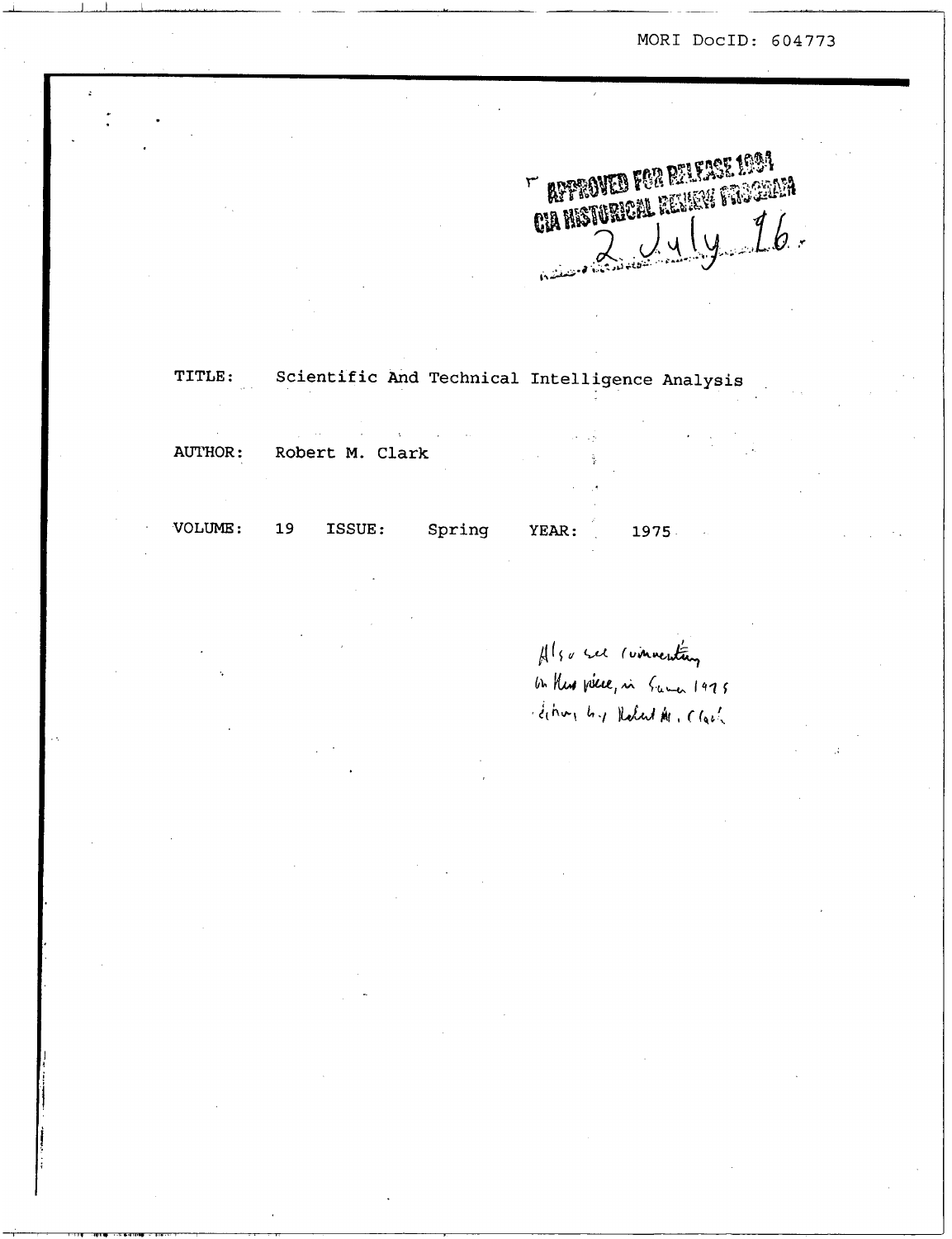MORI DocID: 604773

APPROVED FOR RELEASE 1994
CIA HISTORICAL REVIEW PROGRAM
2 July 96

TITLE: Scientific And Technical Intelligence Analysis

AUTHOR: Robert M. Clark

VOLUME: 19 ISSUE: Spring YEAR: 1975

*Also see commentary on this piece, in Summer 1975 edition, by Robert M. Clark*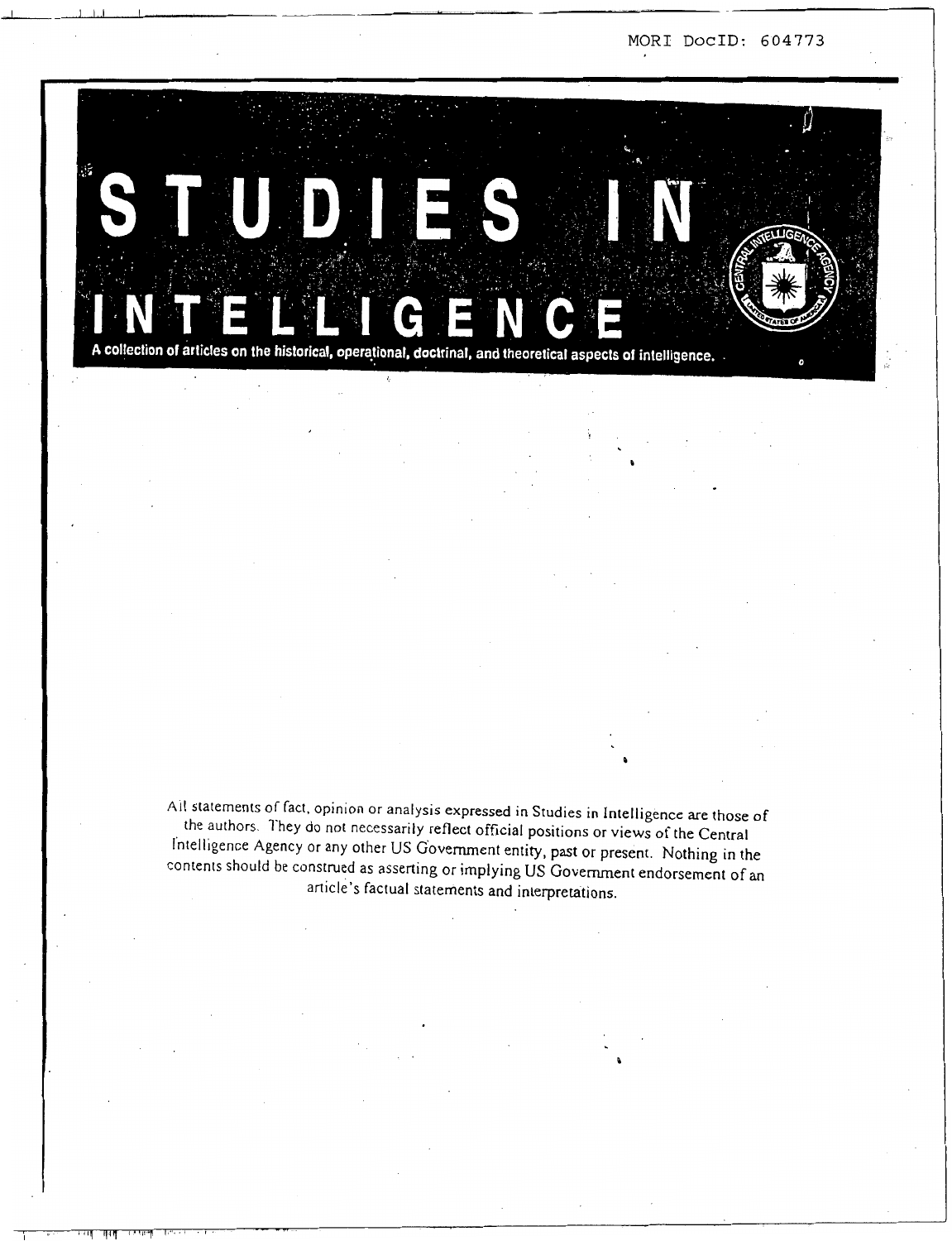MORI DocID: 604773

# STUDIES IN INTELLIGENCE

A collection of articles on the historical, operational, doctrinal, and theoretical aspects of intelligence.

All statements of fact, opinion or analysis expressed in Studies in Intelligence are those of the authors. They do not necessarily reflect official positions or views of the Central Intelligence Agency or any other US Government entity, past or present. Nothing in the contents should be construed as asserting or implying US Government endorsement of an article's factual statements and interpretations.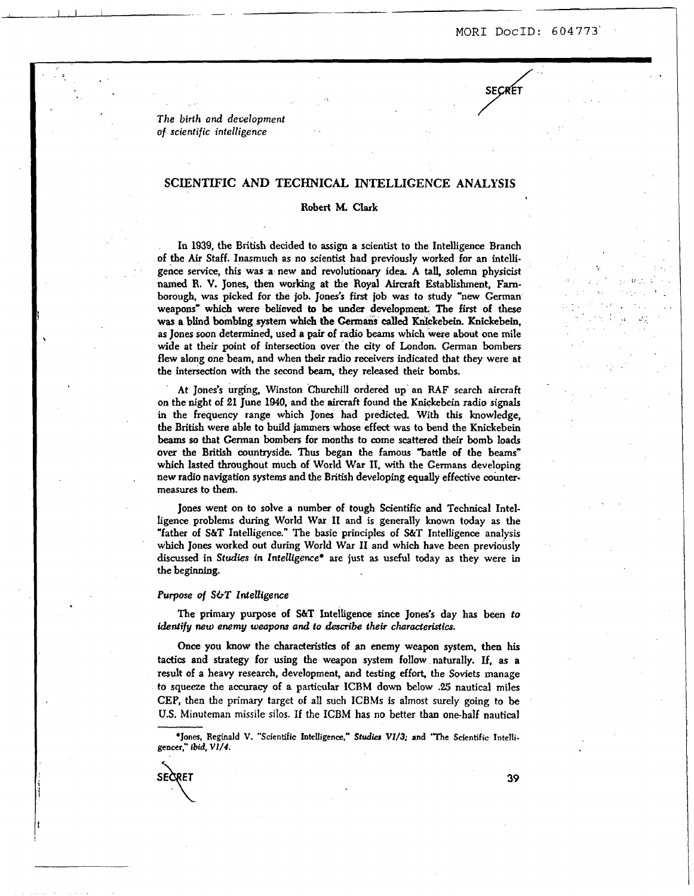*The birth and development of scientific intelligence*

## SCIENTIFIC AND TECHNICAL INTELLIGENCE ANALYSIS

**Robert M. Clark**

In 1939, the British decided to assign a scientist to the Intelligence Branch of the Air Staff. Inasmuch as no scientist had previously worked for an intelligence service, this was a new and revolutionary idea. A tall, solemn physicist named R. V. Jones, then working at the Royal Aircraft Establishment, Farnborough, was picked for the job. Jones's first job was to study "new German weapons" which were believed to be under development. The first of these was a blind bombing system which the Germans called Knickebein. Knickebein, as Jones soon determined, used a pair of radio beams which were about one mile wide at their point of intersection over the city of London. German bombers flew along one beam, and when their radio receivers indicated that they were at the intersection with the second beam, they released their bombs.

At Jones's urging, Winston Churchill ordered up an RAF search aircraft on the night of 21 June 1940, and the aircraft found the Knickebein radio signals in the frequency range which Jones had predicted. With this knowledge, the British were able to build jammers whose effect was to bend the Knickebein beams so that German bombers for months to come scattered their bomb loads over the British countryside. Thus began the famous "battle of the beams" which lasted throughout much of World War II, with the Germans developing new radio navigation systems and the British developing equally effective countermeasures to them.

Jones went on to solve a number of tough Scientific and Technical Intelligence problems during World War II and is generally known today as the "father of S&T Intelligence." The basic principles of S&T Intelligence analysis which Jones worked out during World War II and which have been previously discussed in *Studies in Intelligence** are just as useful today as they were in the beginning.

### *Purpose of S&T Intelligence*

The primary purpose of S&T Intelligence since Jones's day has been *to identify new enemy weapons and to describe their characteristics.*

Once you know the characteristics of an enemy weapon system, then his tactics and strategy for using the weapon system follow naturally. If, as a result of a heavy research, development, and testing effort, the Soviets manage to squeeze the accuracy of a particular ICBM down below .25 nautical miles CEP, then the primary target of all such ICBMs is almost surely going to be U.S. Minuteman missile silos. If the ICBM has no better than one-half nautical

*Jones, Reginald V. "Scientific Intelligence," *Studies VI/3*; and "The Scientific Intelligencer," *ibid, VI/4*.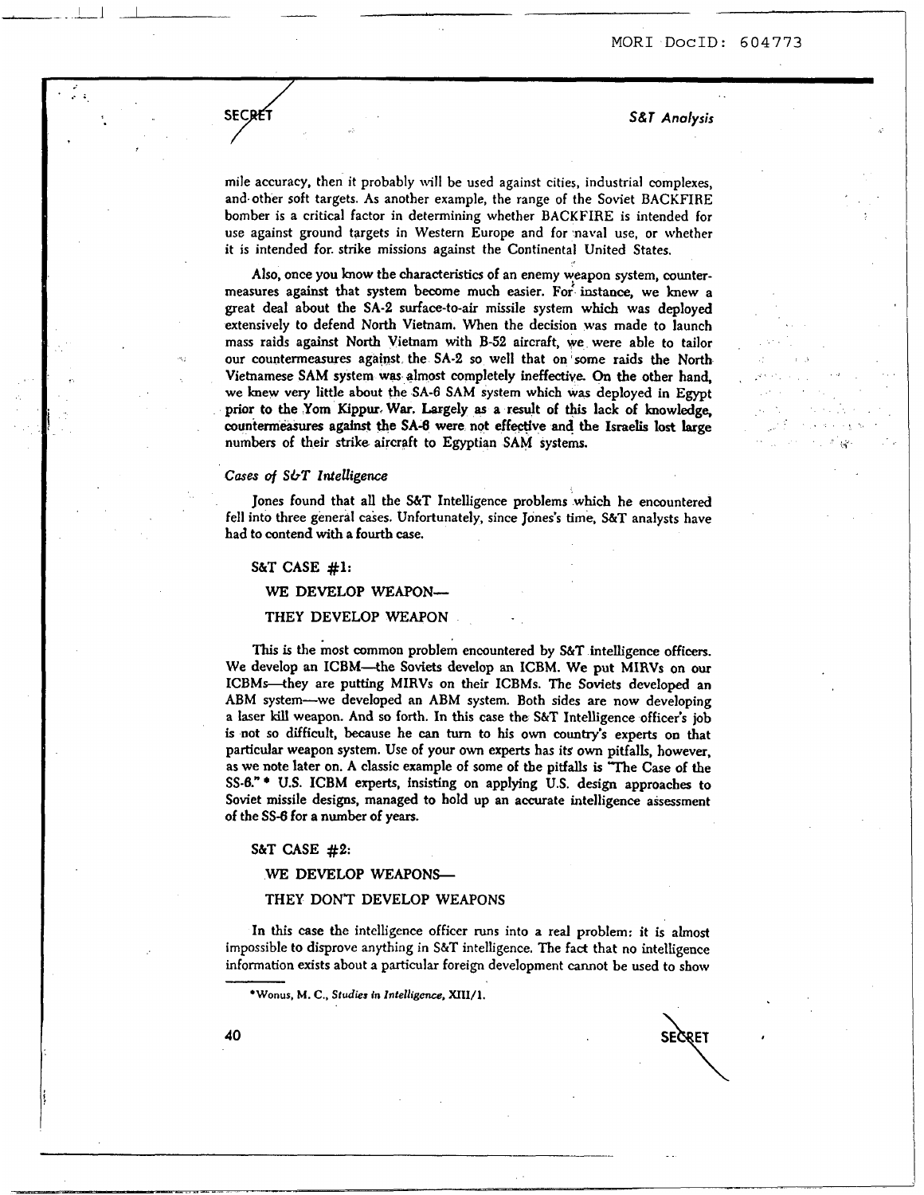mile accuracy, then it probably will be used against cities, industrial complexes, and other soft targets. As another example, the range of the Soviet BACKFIRE bomber is a critical factor in determining whether BACKFIRE is intended for use against ground targets in Western Europe and for naval use, or whether it is intended for strike missions against the Continental United States.

Also, once you know the characteristics of an enemy weapon system, countermeasures against that system become much easier. For instance, we knew a great deal about the SA-2 surface-to-air missile system which was deployed extensively to defend North Vietnam. When the decision was made to launch mass raids against North Vietnam with B-52 aircraft, we were able to tailor our countermeasures against the SA-2 so well that on some raids the North Vietnamese SAM system was almost completely ineffective. On the other hand, we knew very little about the SA-6 SAM system which was deployed in Egypt prior to the Yom Kippur War. Largely as a result of this lack of knowledge, countermeasures against the SA-6 were not effective and the Israelis lost large numbers of their strike aircraft to Egyptian SAM systems.

### *Cases of S&T Intelligence*

Jones found that all the S&T Intelligence problems which he encountered fell into three general cases. Unfortunately, since Jones's time, S&T analysts have had to contend with a fourth case.

S&T CASE #1:

WE DEVELOP WEAPON—

THEY DEVELOP WEAPON

This is the most common problem encountered by S&T intelligence officers. We develop an ICBM—the Soviets develop an ICBM. We put MIRVs on our ICBMs—they are putting MIRVs on their ICBMs. The Soviets developed an ABM system—we developed an ABM system. Both sides are now developing a laser kill weapon. And so forth. In this case the S&T Intelligence officer's job is not so difficult, because he can turn to his own country's experts on that particular weapon system. Use of your own experts has its own pitfalls, however, as we note later on. A classic example of some of the pitfalls is "The Case of the SS-6." * U.S. ICBM experts, insisting on applying U.S. design approaches to Soviet missile designs, managed to hold up an accurate intelligence assessment of the SS-6 for a number of years.

S&T CASE #2:

WE DEVELOP WEAPONS—

THEY DON'T DEVELOP WEAPONS

In this case the intelligence officer runs into a real problem: it is almost impossible to disprove anything in S&T intelligence. The fact that no intelligence information exists about a particular foreign development cannot be used to show

---

*Wonus, M. C., *Studies in Intelligence*, XIII/1.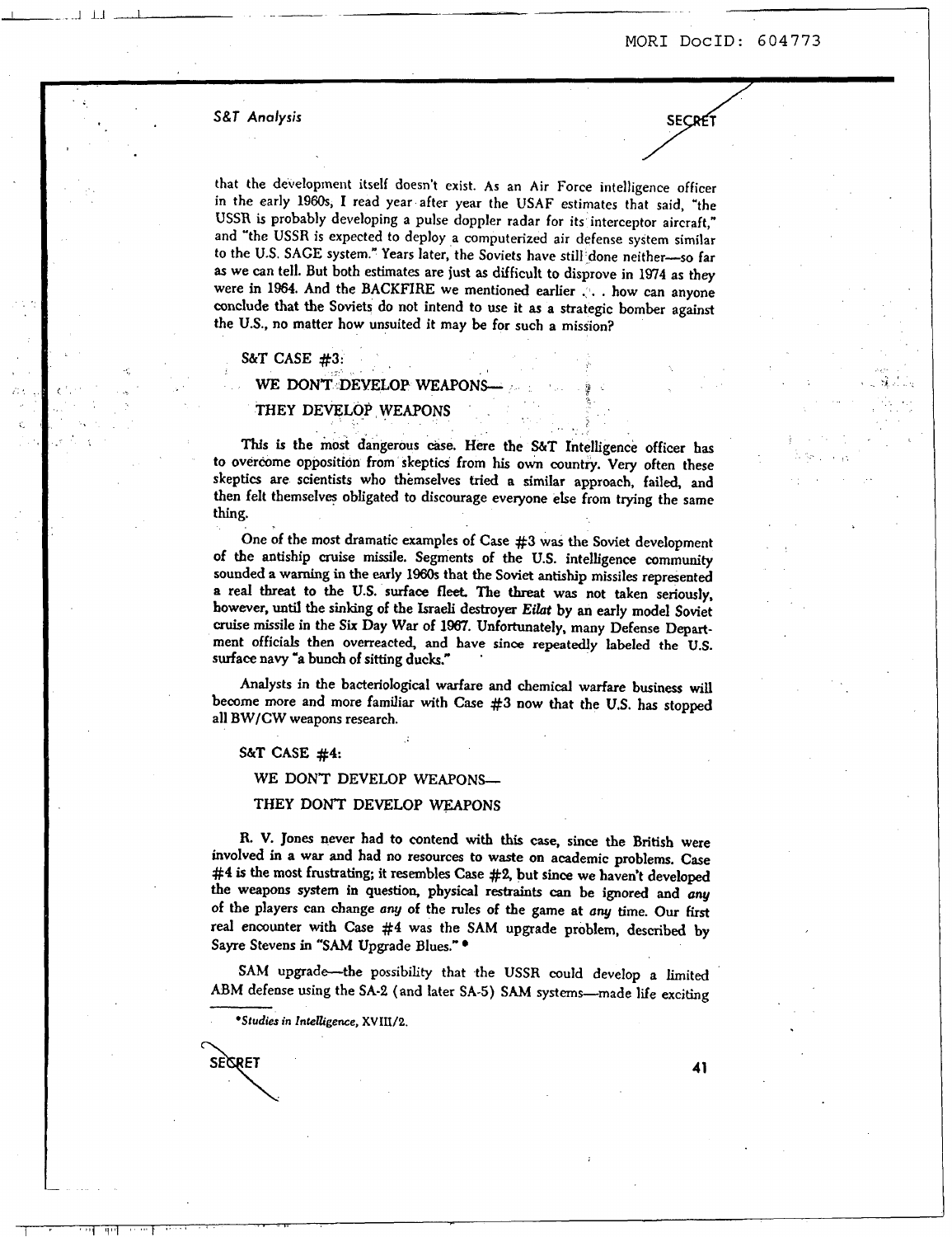that the development itself doesn't exist. As an Air Force intelligence officer in the early 1960s, I read year after year the USAF estimates that said, "the USSR is probably developing a pulse doppler radar for its interceptor aircraft," and "the USSR is expected to deploy a computerized air defense system similar to the U.S. SAGE system." Years later, the Soviets have still done neither—so far as we can tell. But both estimates are just as difficult to disprove in 1974 as they were in 1964. And the BACKFIRE we mentioned earlier . . . how can anyone conclude that the Soviets do not intend to use it as a strategic bomber against the U.S., no matter how unsuited it may be for such a mission?

### S&T CASE #3:

### WE DON'T DEVELOP WEAPONS—

### THEY DEVELOP WEAPONS

This is the most dangerous case. Here the S&T Intelligence officer has to overcome opposition from skeptics from his own country. Very often these skeptics are scientists who themselves tried a similar approach, failed, and then felt themselves obligated to discourage everyone else from trying the same thing.

One of the most dramatic examples of Case #3 was the Soviet development of the antiship cruise missile. Segments of the U.S. intelligence community sounded a warning in the early 1960s that the Soviet antiship missiles represented a real threat to the U.S. surface fleet. The threat was not taken seriously, however, until the sinking of the Israeli destroyer *Eilat* by an early model Soviet cruise missile in the Six Day War of 1967. Unfortunately, many Defense Department officials then overreacted, and have since repeatedly labeled the U.S. surface navy "a bunch of sitting ducks."

Analysts in the bacteriological warfare and chemical warfare business will become more and more familiar with Case #3 now that the U.S. has stopped all BW/CW weapons research.

### S&T CASE #4:

### WE DON'T DEVELOP WEAPONS—

### THEY DON'T DEVELOP WEAPONS

R. V. Jones never had to contend with this case, since the British were involved in a war and had no resources to waste on academic problems. Case #4 is the most frustrating; it resembles Case #2, but since we haven't developed the weapons system in question, physical restraints can be ignored and *any* of the players can change *any* of the rules of the game at *any* time. Our first real encounter with Case #4 was the SAM upgrade problem, described by Sayre Stevens in "SAM Upgrade Blues."*

SAM upgrade—the possibility that the USSR could develop a limited ABM defense using the SA-2 (and later SA-5) SAM systems—made life exciting

*\*Studies in Intelligence*, XVIII/2.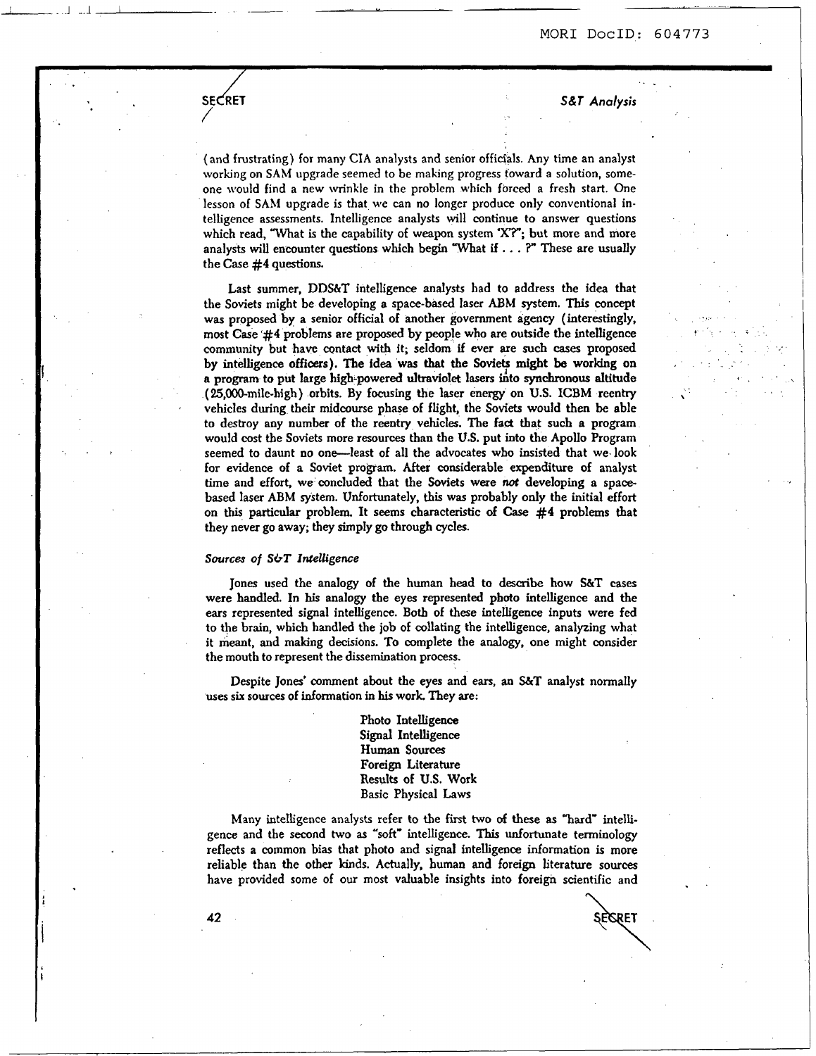(and frustrating) for many CIA analysts and senior officials. Any time an analyst working on SAM upgrade seemed to be making progress toward a solution, someone would find a new wrinkle in the problem which forced a fresh start. One lesson of SAM upgrade is that we can no longer produce only conventional intelligence assessments. Intelligence analysts will continue to answer questions which read, "What is the capability of weapon system 'X'?"; but more and more analysts will encounter questions which begin "What if . . . ?" These are usually the Case #4 questions.

Last summer, DDS&T intelligence analysts had to address the idea that the Soviets might be developing a space-based laser ABM system. This concept was proposed by a senior official of another government agency (interestingly, most Case #4 problems are proposed by people who are outside the intelligence community but have contact with it; seldom if ever are such cases proposed by intelligence officers). The idea was that the Soviets might be working on a program to put large high-powered ultraviolet lasers into synchronous altitude (25,000-mile-high) orbits. By focusing the laser energy on U.S. ICBM reentry vehicles during their midcourse phase of flight, the Soviets would then be able to destroy any number of the reentry vehicles. The fact that such a program would cost the Soviets more resources than the U.S. put into the Apollo Program seemed to daunt no one—least of all the advocates who insisted that we look for evidence of a Soviet program. After considerable expenditure of analyst time and effort, we concluded that the Soviets were *not* developing a space-based laser ABM system. Unfortunately, this was probably only the initial effort on this particular problem. It seems characteristic of Case #4 problems that they never go away; they simply go through cycles.

### *Sources of S&T Intelligence*

Jones used the analogy of the human head to describe how S&T cases were handled. In his analogy the eyes represented photo intelligence and the ears represented signal intelligence. Both of these intelligence inputs were fed to the brain, which handled the job of collating the intelligence, analyzing what it meant, and making decisions. To complete the analogy, one might consider the mouth to represent the dissemination process.

Despite Jones' comment about the eyes and ears, an S&T analyst normally uses six sources of information in his work. They are:

- Photo Intelligence
- Signal Intelligence
- Human Sources
- Foreign Literature
- Results of U.S. Work
- Basic Physical Laws

Many intelligence analysts refer to the first two of these as "hard" intelligence and the second two as "soft" intelligence. This unfortunate terminology reflects a common bias that photo and signal intelligence information is more reliable than the other kinds. Actually, human and foreign literature sources have provided some of our most valuable insights into foreign scientific and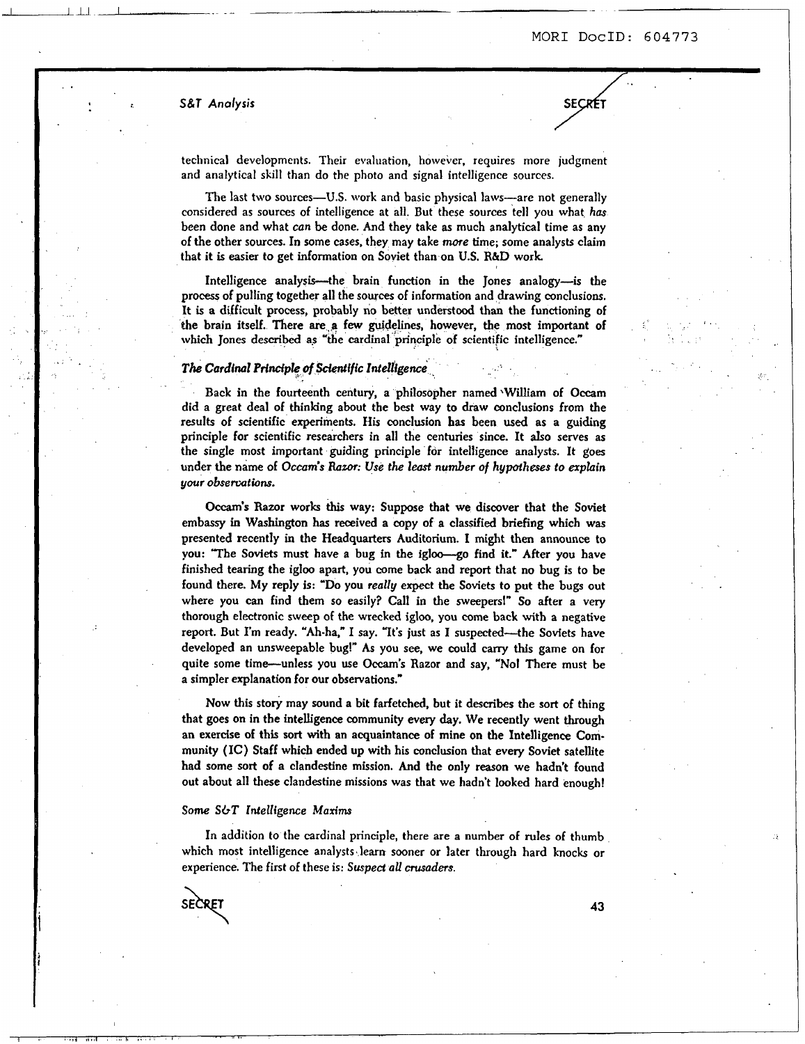technical developments. Their evaluation, however, requires more judgment and analytical skill than do the photo and signal intelligence sources.

The last two sources—U.S. work and basic physical laws—are not generally considered as sources of intelligence at all. But these sources tell you what *has* been done and what *can* be done. And they take as much analytical time as any of the other sources. In some cases, they may take *more* time; some analysts claim that it is easier to get information on Soviet than on U.S. R&D work.

Intelligence analysis—the brain function in the Jones analogy—is the process of pulling together all the sources of information and drawing conclusions. It is a difficult process, probably no better understood than the functioning of the brain itself. There are a few guidelines, however, the most important of which Jones described as "the cardinal principle of scientific intelligence."

### *The Cardinal Principle of Scientific Intelligence*

Back in the fourteenth century, a philosopher named William of Occam did a great deal of thinking about the best way to draw conclusions from the results of scientific experiments. His conclusion has been used as a guiding principle for scientific researchers in all the centuries since. It also serves as the single most important guiding principle for intelligence analysts. It goes under the name of *Occam's Razor: Use the least number of hypotheses to explain your observations.*

Occam's Razor works this way: Suppose that we discover that the Soviet embassy in Washington has received a copy of a classified briefing which was presented recently in the Headquarters Auditorium. I might then announce to you: "The Soviets must have a bug in the igloo—go find it." After you have finished tearing the igloo apart, you come back and report that no bug is to be found there. My reply is: "Do you *really* expect the Soviets to put the bugs out where you can find them so easily? Call in the sweepers!" So after a very thorough electronic sweep of the wrecked igloo, you come back with a negative report. But I'm ready. "Ah-ha," I say. "It's just as I suspected—the Soviets have developed an unsweepable bug!" As you see, we could carry this game on for quite some time—unless you use Occam's Razor and say, "No! There must be a simpler explanation for our observations."

Now this story may sound a bit farfetched, but it describes the sort of thing that goes on in the intelligence community every day. We recently went through an exercise of this sort with an acquaintance of mine on the Intelligence Community (IC) Staff which ended up with his conclusion that every Soviet satellite had some sort of a clandestine mission. And the only reason we hadn't found out about all these clandestine missions was that we hadn't looked hard enough!

#### *Some S&T Intelligence Maxims*

In addition to the cardinal principle, there are a number of rules of thumb which most intelligence analysts learn sooner or later through hard knocks or experience. The first of these is: *Suspect all crusaders.*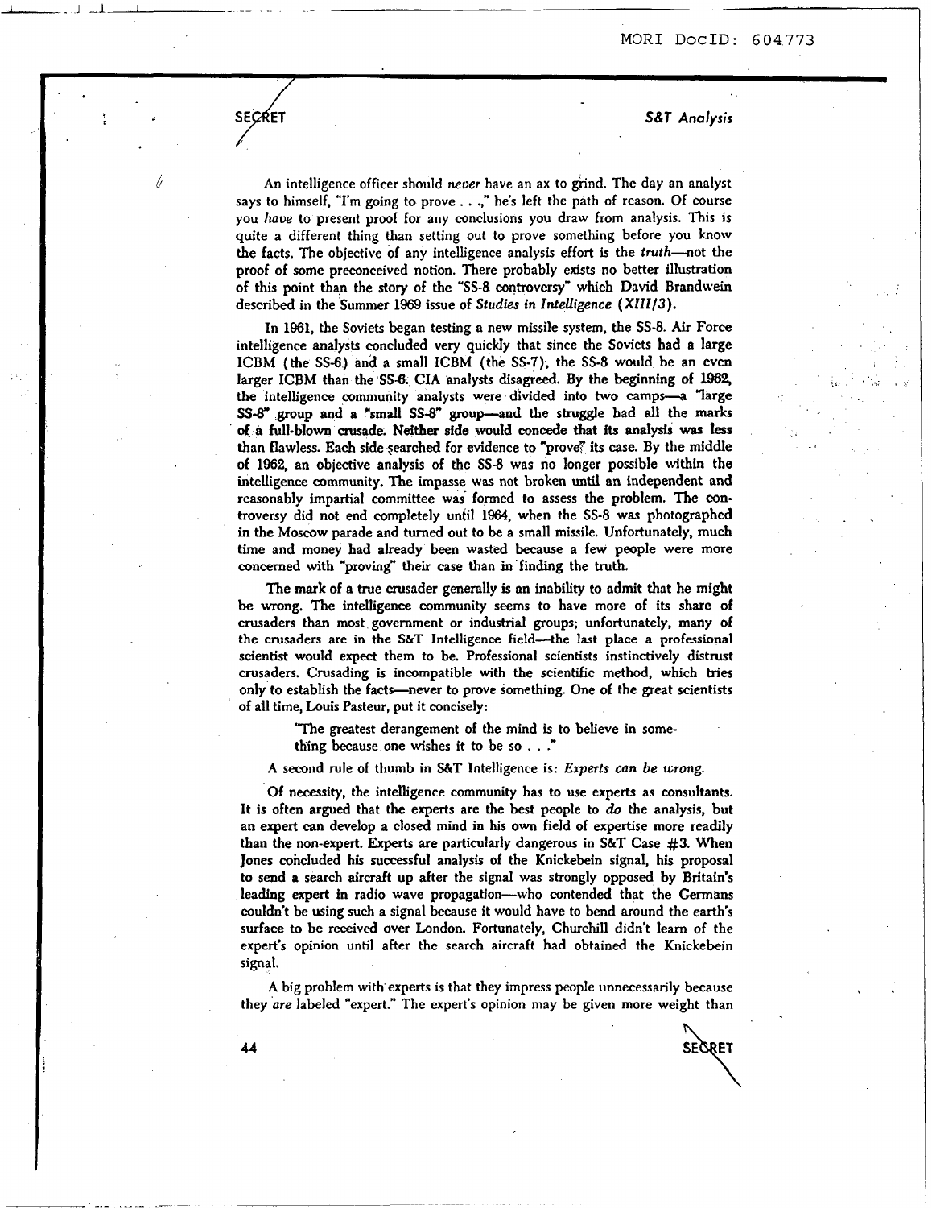An intelligence officer should *never* have an ax to grind. The day an analyst says to himself, "I'm going to prove . . .," he's left the path of reason. Of course you *have* to present proof for any conclusions you draw from analysis. This is quite a different thing than setting out to prove something before you know the facts. The objective of any intelligence analysis effort is the *truth*—not the proof of some preconceived notion. There probably exists no better illustration of this point than the story of the "SS-8 controversy" which David Brandwein described in the Summer 1969 issue of *Studies in Intelligence (XIII/3)*.

In 1961, the Soviets began testing a new missile system, the SS-8. Air Force intelligence analysts concluded very quickly that since the Soviets had a large ICBM (the SS-6) and a small ICBM (the SS-7), the SS-8 would be an even larger ICBM than the SS-6. CIA analysts disagreed. By the beginning of 1962, the intelligence community analysts were divided into two camps—a "large SS-8" group and a "small SS-8" group—and the struggle had all the marks of a full-blown crusade. Neither side would concede that its analysis was less than flawless. Each side searched for evidence to "prove" its case. By the middle of 1962, an objective analysis of the SS-8 was no longer possible within the intelligence community. The impasse was not broken until an independent and reasonably impartial committee was formed to assess the problem. The controversy did not end completely until 1964, when the SS-8 was photographed in the Moscow parade and turned out to be a small missile. Unfortunately, much time and money had already been wasted because a few people were more concerned with "proving" their case than in finding the truth.

The mark of a true crusader generally is an inability to admit that he might be wrong. The intelligence community seems to have more of its share of crusaders than most government or industrial groups; unfortunately, many of the crusaders are in the S&T Intelligence field—the last place a professional scientist would expect them to be. Professional scientists instinctively distrust crusaders. Crusading is incompatible with the scientific method, which tries only to establish the facts—never to prove something. One of the great scientists of all time, Louis Pasteur, put it concisely:

> "The greatest derangement of the mind is to believe in something because one wishes it to be so . . ."

A second rule of thumb in S&T Intelligence is: *Experts can be wrong.*

Of necessity, the intelligence community has to use experts as consultants. It is often argued that the experts are the best people to *do* the analysis, but an expert can develop a closed mind in his own field of expertise more readily than the non-expert. Experts are particularly dangerous in S&T Case #3. When Jones concluded his successful analysis of the Knickebein signal, his proposal to send a search aircraft up after the signal was strongly opposed by Britain's leading expert in radio wave propagation—who contended that the Germans couldn't be using such a signal because it would have to bend around the earth's surface to be received over London. Fortunately, Churchill didn't learn of the expert's opinion until after the search aircraft had obtained the Knickebein signal.

A big problem with experts is that they impress people unnecessarily because they *are* labeled "expert." The expert's opinion may be given more weight than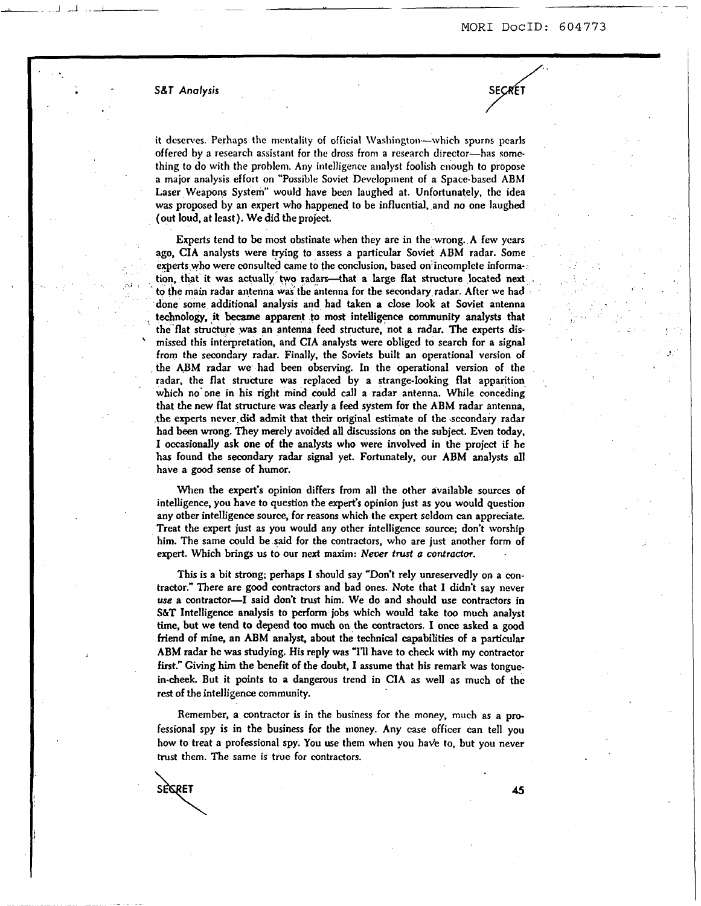it deserves. Perhaps the mentality of official Washington—which spurns pearls offered by a research assistant for the dross from a research director—has something to do with the problem. Any intelligence analyst foolish enough to propose a major analysis effort on "Possible Soviet Development of a Space-based ABM Laser Weapons System" would have been laughed at. Unfortunately, the idea was proposed by an expert who happened to be influential, and no one laughed (out loud, at least). We did the project.

Experts tend to be most obstinate when they are in the wrong. A few years ago, CIA analysts were trying to assess a particular Soviet ABM radar. Some experts who were consulted came to the conclusion, based on incomplete information, that it was actually two radars—that a large flat structure located next to the main radar antenna was the antenna for the secondary radar. After we had done some additional analysis and had taken a close look at Soviet antenna technology, it became apparent to most intelligence community analysts that the flat structure was an antenna feed structure, not a radar. The experts dismissed this interpretation, and CIA analysts were obliged to search for a signal from the secondary radar. Finally, the Soviets built an operational version of the ABM radar we had been observing. In the operational version of the radar, the flat structure was replaced by a strange-looking flat apparition which no one in his right mind could call a radar antenna. While conceding that the new flat structure was clearly a feed system for the ABM radar antenna, the experts never did admit that their original estimate of the secondary radar had been wrong. They merely avoided all discussions on the subject. Even today, I occasionally ask one of the analysts who were involved in the project if he has found the secondary radar signal yet. Fortunately, our ABM analysts all have a good sense of humor.

When the expert's opinion differs from all the other available sources of intelligence, you have to question the expert's opinion just as you would question any other intelligence source, for reasons which the expert seldom can appreciate. Treat the expert just as you would any other intelligence source; don't worship him. The same could be said for the contractors, who are just another form of expert. Which brings us to our next maxim: *Never trust a contractor.*

This is a bit strong; perhaps I should say "Don't rely unreservedly on a contractor." There are good contractors and bad ones. Note that I didn't say never *use* a contractor—I said don't trust him. We do and should use contractors in S&T Intelligence analysis to perform jobs which would take too much analyst time, but we tend to depend too much on the contractors. I once asked a good friend of mine, an ABM analyst, about the technical capabilities of a particular ABM radar he was studying. His reply was "I'll have to check with my contractor first." Giving him the benefit of the doubt, I assume that his remark was tongue-in-cheek. But it points to a dangerous trend in CIA as well as much of the rest of the intelligence community.

Remember, a contractor is in the business for the money, much as a professional spy is in the business for the money. Any case officer can tell you how to treat a professional spy. You use them when you have to, but you never trust them. The same is true for contractors.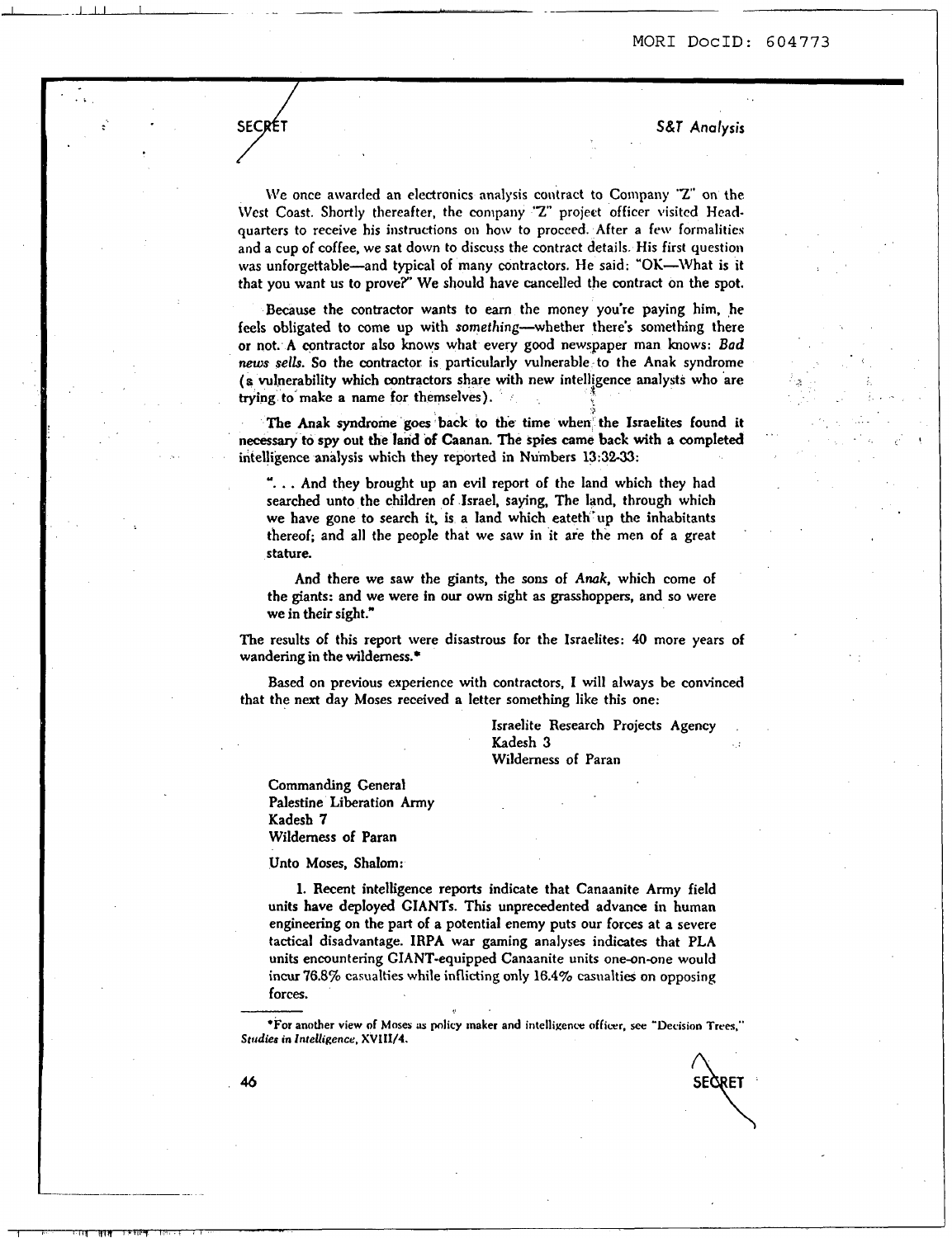We once awarded an electronics analysis contract to Company "Z" on the West Coast. Shortly thereafter, the company "Z" project officer visited Headquarters to receive his instructions on how to proceed. After a few formalities and a cup of coffee, we sat down to discuss the contract details. His first question was unforgettable—and typical of many contractors. He said: "OK—What is it that you want us to prove?" We should have cancelled the contract on the spot.

Because the contractor wants to earn the money you're paying him, he feels obligated to come up with *something*—whether there's something there or not. A contractor also knows what every good newspaper man knows: *Bad news sells.* So the contractor is particularly vulnerable to the Anak syndrome (a vulnerability which contractors share with new intelligence analysts who are trying to make a name for themselves).

The Anak syndrome goes back to the time when the Israelites found it necessary to spy out the land of Caanan. The spies came back with a completed intelligence analysis which they reported in Numbers 13:32-33:

> ". . . And they brought up an evil report of the land which they had searched unto the children of Israel, saying, The land, through which we have gone to search it, is a land which eateth up the inhabitants thereof; and all the people that we saw in it are the men of a great stature.
>
> And there we saw the giants, the sons of *Anak*, which come of the giants: and we were in our own sight as grasshoppers, and so were we in their sight."

The results of this report were disastrous for the Israelites: 40 more years of wandering in the wilderness.*

Based on previous experience with contractors, I will always be convinced that the next day Moses received a letter something like this one:

Israelite Research Projects Agency
Kadesh 3
Wilderness of Paran

Commanding General
Palestine Liberation Army
Kadesh 7
Wilderness of Paran

Unto Moses, Shalom:

1. Recent intelligence reports indicate that Canaanite Army field units have deployed GIANTs. This unprecedented advance in human engineering on the part of a potential enemy puts our forces at a severe tactical disadvantage. IRPA war gaming analyses indicates that PLA units encountering GIANT-equipped Canaanite units one-on-one would incur 76.8% casualties while inflicting only 16.4% casualties on opposing forces.

*For another view of Moses as policy maker and intelligence officer, see "Decision Trees," *Studies in Intelligence*, XVIII/4.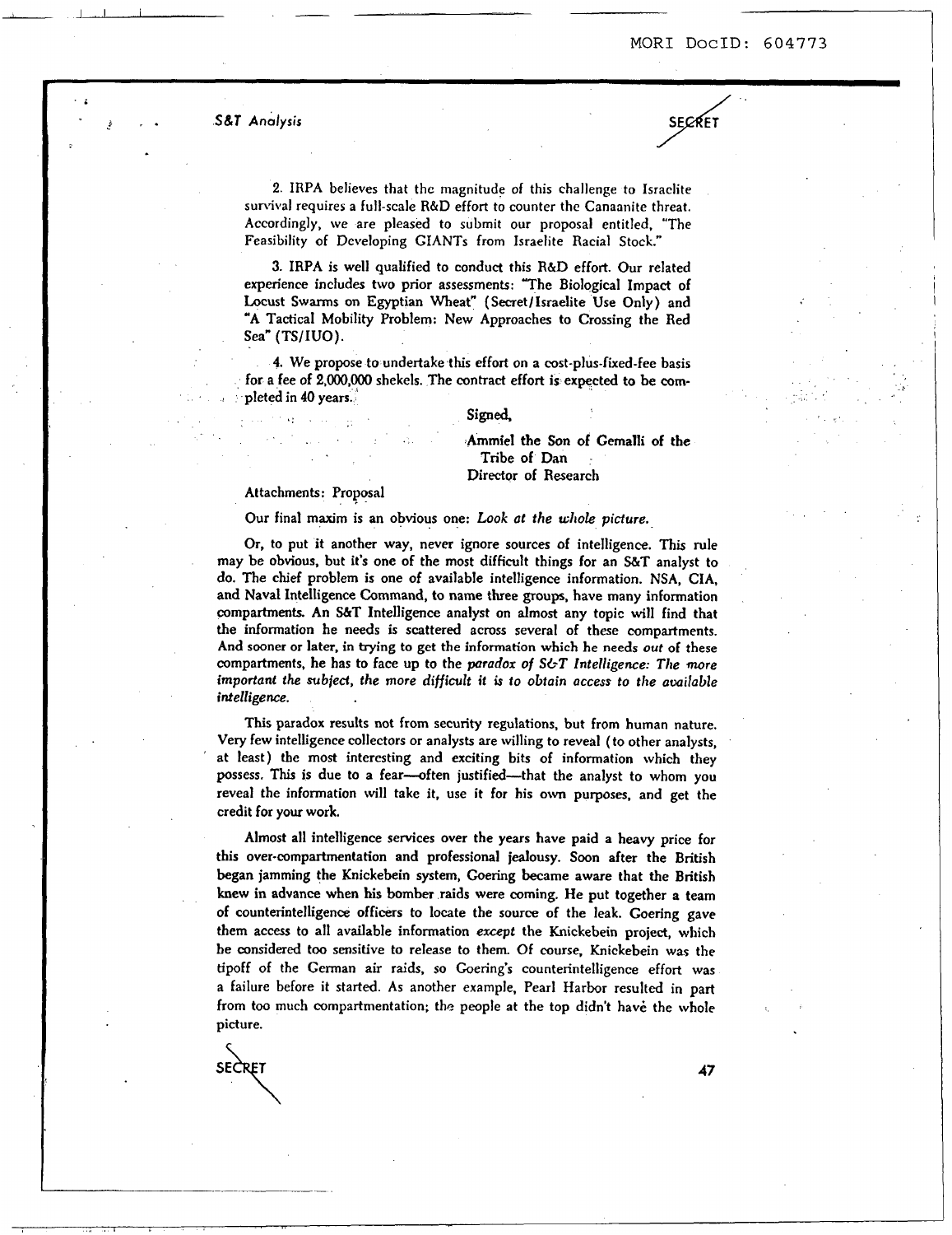2. IRPA believes that the magnitude of this challenge to Israelite survival requires a full-scale R&D effort to counter the Canaanite threat. Accordingly, we are pleased to submit our proposal entitled, "The Feasibility of Developing GIANTs from Israelite Racial Stock."

3. IRPA is well qualified to conduct this R&D effort. Our related experience includes two prior assessments: "The Biological Impact of Locust Swarms on Egyptian Wheat" (Secret/Israelite Use Only) and "A Tactical Mobility Problem: New Approaches to Crossing the Red Sea" (TS/IUO).

4. We propose to undertake this effort on a cost-plus-fixed-fee basis for a fee of 2,000,000 shekels. The contract effort is expected to be completed in 40 years.

Signed,

Ammiel the Son of Gemalli of the Tribe of Dan
Director of Research

Attachments: Proposal

Our final maxim is an obvious one: *Look at the whole picture.*

Or, to put it another way, never ignore sources of intelligence. This rule may be obvious, but it's one of the most difficult things for an S&T analyst to do. The chief problem is one of available intelligence information. NSA, CIA, and Naval Intelligence Command, to name three groups, have many information compartments. An S&T Intelligence analyst on almost any topic will find that the information he needs is scattered across several of these compartments. And sooner or later, in trying to get the information which he needs *out* of these compartments, he has to face up to the *paradox of S&T Intelligence: The more important the subject, the more difficult it is to obtain access to the available intelligence.*

This paradox results not from security regulations, but from human nature. Very few intelligence collectors or analysts are willing to reveal (to other analysts, at least) the most interesting and exciting bits of information which they possess. This is due to a fear—often justified—that the analyst to whom you reveal the information will take it, use it for his own purposes, and get the credit for your work.

Almost all intelligence services over the years have paid a heavy price for this over-compartmentation and professional jealousy. Soon after the British began jamming the Knickebein system, Goering became aware that the British knew in advance when his bomber raids were coming. He put together a team of counterintelligence officers to locate the source of the leak. Goering gave them access to all available information *except* the Knickebein project, which he considered too sensitive to release to them. Of course, Knickebein was the tipoff of the German air raids, so Goering's counterintelligence effort was a failure before it started. As another example, Pearl Harbor resulted in part from too much compartmentation; the people at the top didn't have the whole picture.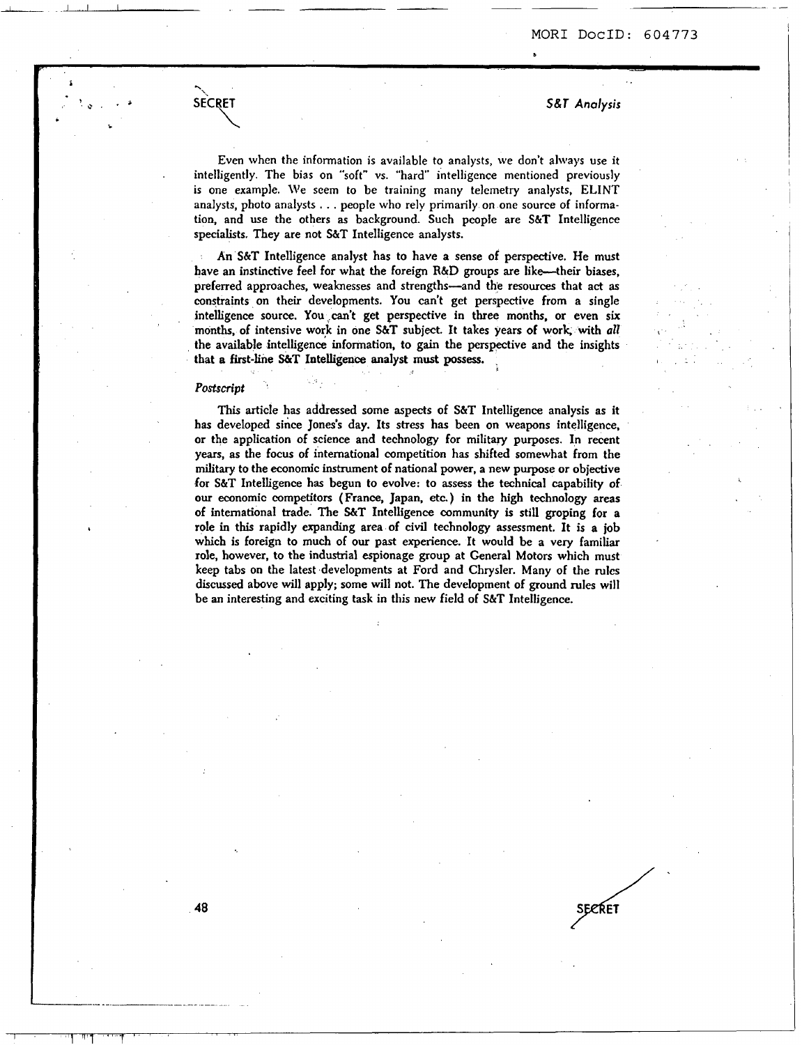Even when the information is available to analysts, we don't always use it intelligently. The bias on "soft" vs. "hard" intelligence mentioned previously is one example. We seem to be training many telemetry analysts, ELINT analysts, photo analysts . . . people who rely primarily on one source of information, and use the others as background. Such people are S&T Intelligence specialists. They are not S&T Intelligence analysts.

An S&T Intelligence analyst has to have a sense of perspective. He must have an instinctive feel for what the foreign R&D groups are like—their biases, preferred approaches, weaknesses and strengths—and the resources that act as constraints on their developments. You can't get perspective from a single intelligence source. You can't get perspective in three months, or even six months, of intensive work in one S&T subject. It takes years of work, with *all* the available intelligence information, to gain the perspective and the insights that a first-line S&T Intelligence analyst must possess.

*Postscript*

This article has addressed some aspects of S&T Intelligence analysis as it has developed since Jones's day. Its stress has been on weapons intelligence, or the application of science and technology for military purposes. In recent years, as the focus of international competition has shifted somewhat from the military to the economic instrument of national power, a new purpose or objective for S&T Intelligence has begun to evolve: to assess the technical capability of our economic competitors (France, Japan, etc.) in the high technology areas of international trade. The S&T Intelligence community is still groping for a role in this rapidly expanding area of civil technology assessment. It is a job which is foreign to much of our past experience. It would be a very familiar role, however, to the industrial espionage group at General Motors which must keep tabs on the latest developments at Ford and Chrysler. Many of the rules discussed above will apply; some will not. The development of ground rules will be an interesting and exciting task in this new field of S&T Intelligence.